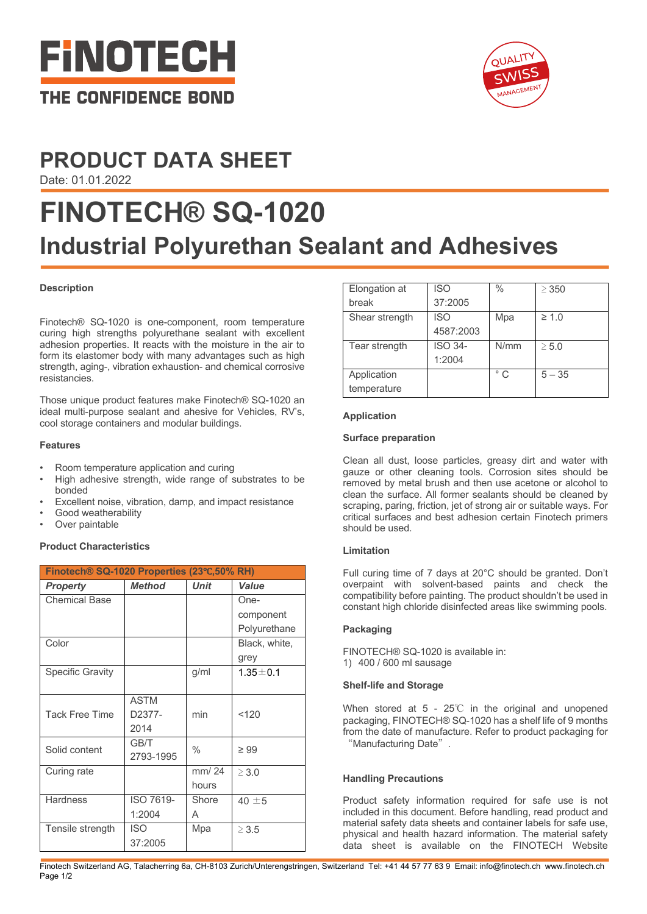FINOTECH

THE CONFIDENCE BOND

QUALITY SWISS MANAGEMENT

# PRODUCT DATA SHEET

Date: 01.01.2022

# FINOTECH® SQ-1020

## Industrial Polyurethan Sealant and Adhesives

**Description**

Finotech® SQ-1020 is one-component, room temperature curing high strengths polyurethane sealant with excellent adhesion properties. It reacts with the moisture in the air to form its elastomer body with many advantages such as high strength, aging-, vibration exhaustion- and chemical corrosive resistancies.

Those unique product features make Finotech® SQ-1020 an ideal multi-purpose sealant and ahesive for Vehicles, RV's, cool storage containers and modular buildings.

**Features**

- Room temperature application and curing
- High adhesive strength, wide range of substrates to be bonded
- Excellent noise, vibration, damp, and impact resistance
- Good weatherability
- Over paintable

**Product Characteristics**

| Finotech® SQ-1020 Properties (23℃,50% RH) | | | |
|---|---|---|---|
| ***Property*** | ***Method*** | ***Unit*** | ***Value*** |
| Chemical Base | | | One-component Polyurethane |
| Color | | | Black, white, grey |
| Specific Gravity | | g/ml | 1.35±0.1 |
| Tack Free Time | ASTM D2377-2014 | min | <120 |
| Solid content | GB/T 2793-1995 | % | ≥ 99 |
| Curing rate | | mm/ 24 hours | ≥ 3.0 |
| Hardness | ISO 7619-1:2004 | Shore A | 40 ±5 |
| Tensile strength | ISO 37:2005 | Mpa | ≥ 3.5 |
| Elongation at break | ISO 37:2005 | % | ≥ 350 |
| Shear strength | ISO 4587:2003 | Mpa | ≥ 1.0 |
| Tear strength | ISO 34-1:2004 | N/mm | ≥ 5.0 |
| Application temperature | | ° C | 5 – 35 |

**Application**

**Surface preparation**

Clean all dust, loose particles, greasy dirt and water with gauze or other cleaning tools. Corrosion sites should be removed by metal brush and then use acetone or alcohol to clean the surface. All former sealants should be cleaned by scraping, paring, friction, jet of strong air or suitable ways. For critical surfaces and best adhesion certain Finotech primers should be used.

**Limitation**

Full curing time of 7 days at 20°C should be granted. Don't overpaint with solvent-based paints and check the compatibility before painting. The product shouldn't be used in constant high chloride disinfected areas like swimming pools.

**Packaging**

FINOTECH® SQ-1020 is available in:
1) 400 / 600 ml sausage

**Shelf-life and Storage**

When stored at 5 - 25℃ in the original and unopened packaging, FINOTECH® SQ-1020 has a shelf life of 9 months from the date of manufacture. Refer to product packaging for "Manufacturing Date".

**Handling Precautions**

Product safety information required for safe use is not included in this document. Before handling, read product and material safety data sheets and container labels for safe use, physical and health hazard information. The material safety data sheet is available on the FINOTECH Website

Finotech Switzerland AG, Talacherring 6a, CH-8103 Zurich/Unterengstringen, Switzerland Tel: +41 44 57 77 63 9 Email: info@finotech.ch www.finotech.ch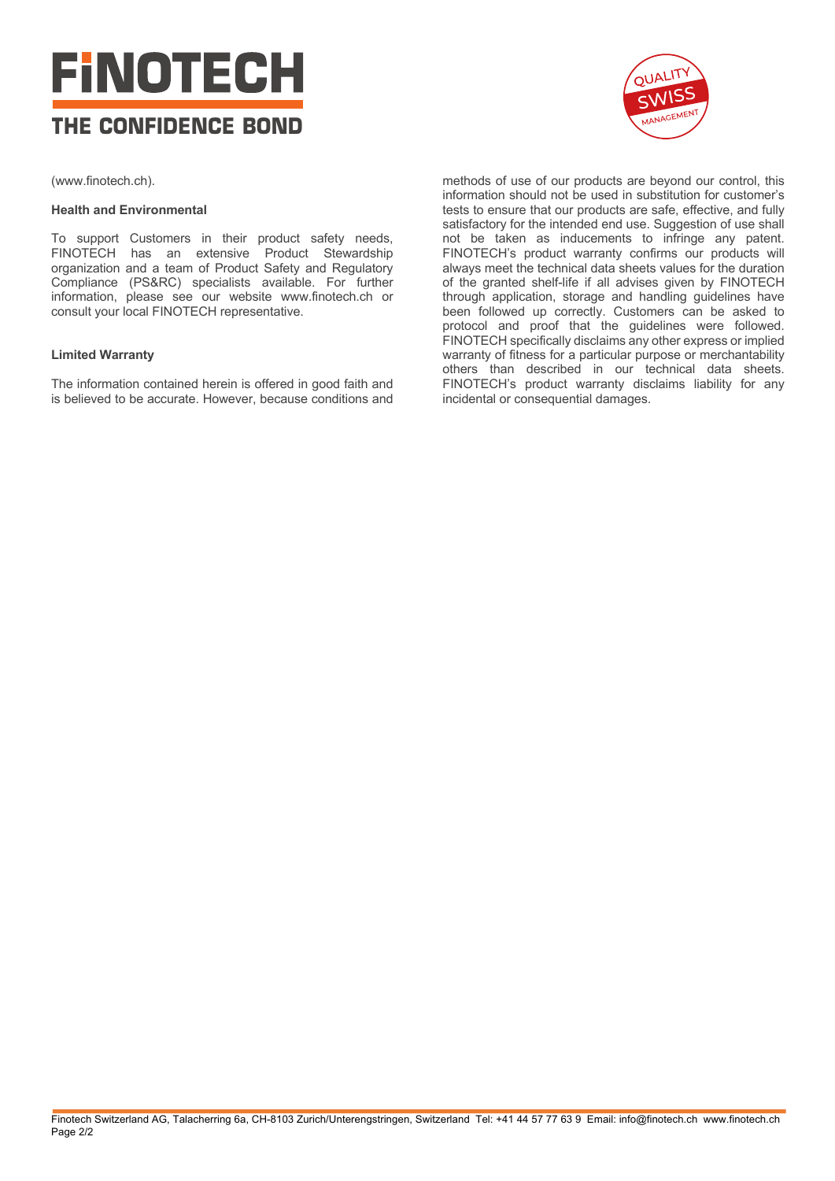(www.finotech.ch).

**Health and Environmental**

To support Customers in their product safety needs, FINOTECH has an extensive Product Stewardship organization and a team of Product Safety and Regulatory Compliance (PS&RC) specialists available. For further information, please see our website www.finotech.ch or consult your local FINOTECH representative.

**Limited Warranty**

The information contained herein is offered in good faith and is believed to be accurate. However, because conditions and methods of use of our products are beyond our control, this information should not be used in substitution for customer's tests to ensure that our products are safe, effective, and fully satisfactory for the intended end use. Suggestion of use shall not be taken as inducements to infringe any patent. FINOTECH's product warranty confirms our products will always meet the technical data sheets values for the duration of the granted shelf-life if all advises given by FINOTECH through application, storage and handling guidelines have been followed up correctly. Customers can be asked to protocol and proof that the guidelines were followed. FINOTECH specifically disclaims any other express or implied warranty of fitness for a particular purpose or merchantability others than described in our technical data sheets. FINOTECH's product warranty disclaims liability for any incidental or consequential damages.